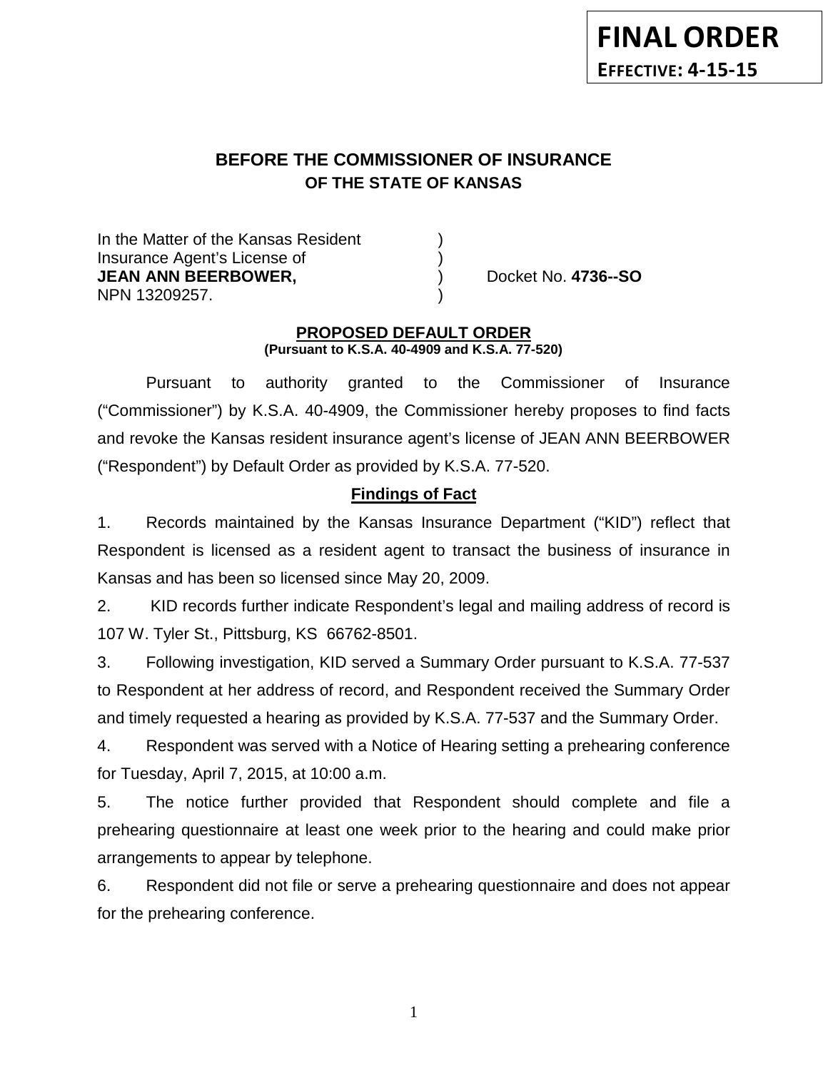**FINAL ORDER**
**EFFECTIVE: 4-15-15**

# BEFORE THE COMMISSIONER OF INSURANCE
## OF THE STATE OF KANSAS

In the Matter of the Kansas Resident )
Insurance Agent's License of )
**JEAN ANN BEERBOWER,** ) Docket No. **4736--SO**
NPN 13209257. )

**PROPOSED DEFAULT ORDER**
**(Pursuant to K.S.A. 40-4909 and K.S.A. 77-520)**

Pursuant to authority granted to the Commissioner of Insurance ("Commissioner") by K.S.A. 40-4909, the Commissioner hereby proposes to find facts and revoke the Kansas resident insurance agent's license of JEAN ANN BEERBOWER ("Respondent") by Default Order as provided by K.S.A. 77-520.

**Findings of Fact**

1. Records maintained by the Kansas Insurance Department ("KID") reflect that Respondent is licensed as a resident agent to transact the business of insurance in Kansas and has been so licensed since May 20, 2009.

2. KID records further indicate Respondent's legal and mailing address of record is 107 W. Tyler St., Pittsburg, KS 66762-8501.

3. Following investigation, KID served a Summary Order pursuant to K.S.A. 77-537 to Respondent at her address of record, and Respondent received the Summary Order and timely requested a hearing as provided by K.S.A. 77-537 and the Summary Order.

4. Respondent was served with a Notice of Hearing setting a prehearing conference for Tuesday, April 7, 2015, at 10:00 a.m.

5. The notice further provided that Respondent should complete and file a prehearing questionnaire at least one week prior to the hearing and could make prior arrangements to appear by telephone.

6. Respondent did not file or serve a prehearing questionnaire and does not appear for the prehearing conference.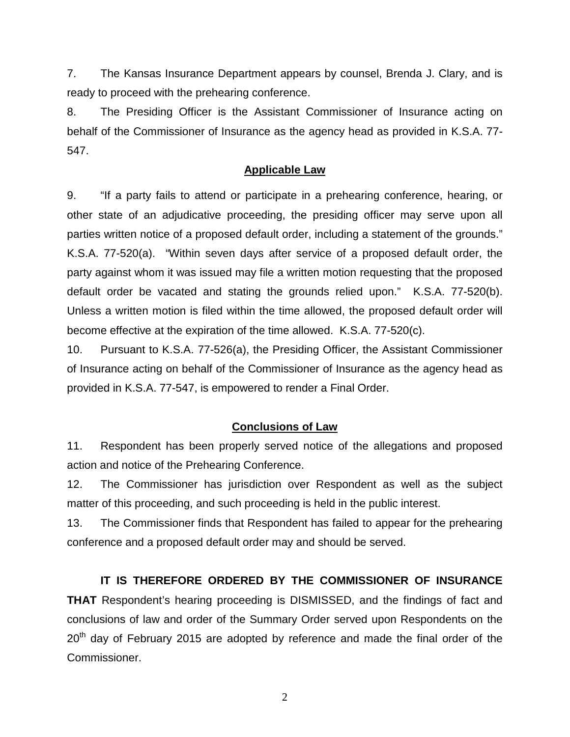7. The Kansas Insurance Department appears by counsel, Brenda J. Clary, and is ready to proceed with the prehearing conference.

8. The Presiding Officer is the Assistant Commissioner of Insurance acting on behalf of the Commissioner of Insurance as the agency head as provided in K.S.A. 77-547.

## Applicable Law

9. "If a party fails to attend or participate in a prehearing conference, hearing, or other state of an adjudicative proceeding, the presiding officer may serve upon all parties written notice of a proposed default order, including a statement of the grounds." K.S.A. 77-520(a). "Within seven days after service of a proposed default order, the party against whom it was issued may file a written motion requesting that the proposed default order be vacated and stating the grounds relied upon." K.S.A. 77-520(b). Unless a written motion is filed within the time allowed, the proposed default order will become effective at the expiration of the time allowed. K.S.A. 77-520(c).

10. Pursuant to K.S.A. 77-526(a), the Presiding Officer, the Assistant Commissioner of Insurance acting on behalf of the Commissioner of Insurance as the agency head as provided in K.S.A. 77-547, is empowered to render a Final Order.

## Conclusions of Law

11. Respondent has been properly served notice of the allegations and proposed action and notice of the Prehearing Conference.

12. The Commissioner has jurisdiction over Respondent as well as the subject matter of this proceeding, and such proceeding is held in the public interest.

13. The Commissioner finds that Respondent has failed to appear for the prehearing conference and a proposed default order may and should be served.

**IT IS THEREFORE ORDERED BY THE COMMISSIONER OF INSURANCE THAT** Respondent's hearing proceeding is DISMISSED, and the findings of fact and conclusions of law and order of the Summary Order served upon Respondents on the 20th day of February 2015 are adopted by reference and made the final order of the Commissioner.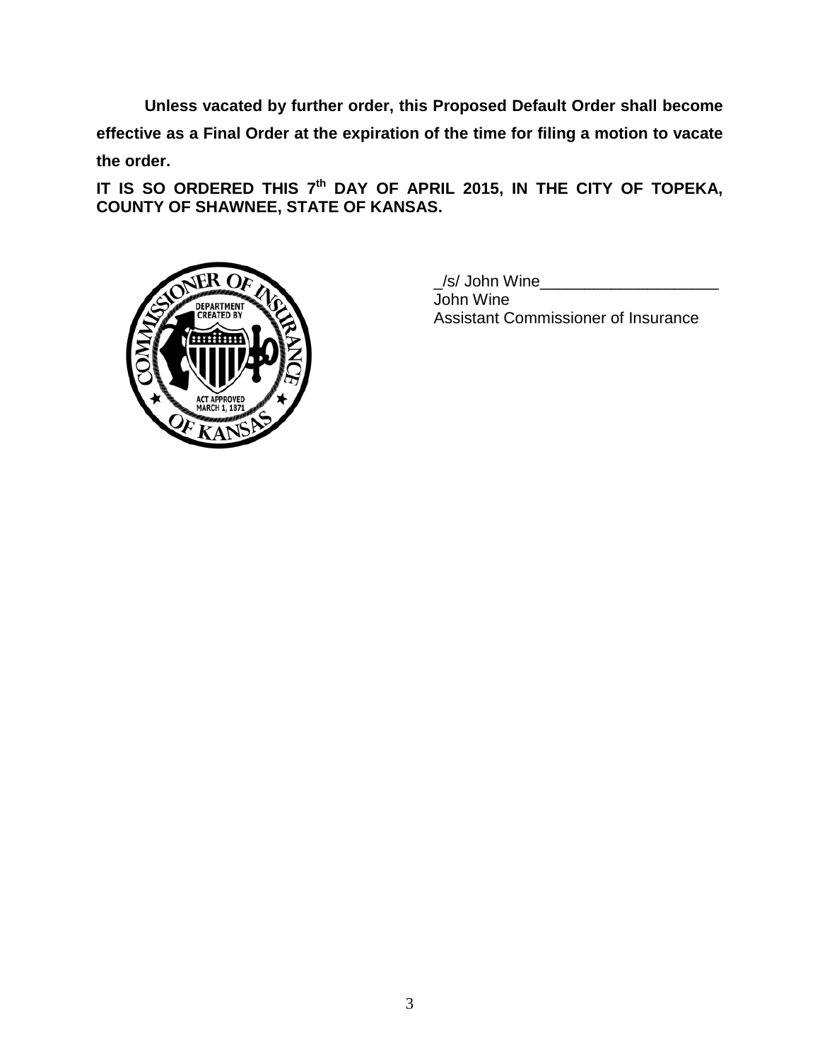**Unless vacated by further order, this Proposed Default Order shall become effective as a Final Order at the expiration of the time for filing a motion to vacate the order.**

**IT IS SO ORDERED THIS 7th DAY OF APRIL 2015, IN THE CITY OF TOPEKA, COUNTY OF SHAWNEE, STATE OF KANSAS.**

_/s/ John Wine____________________
John Wine
Assistant Commissioner of Insurance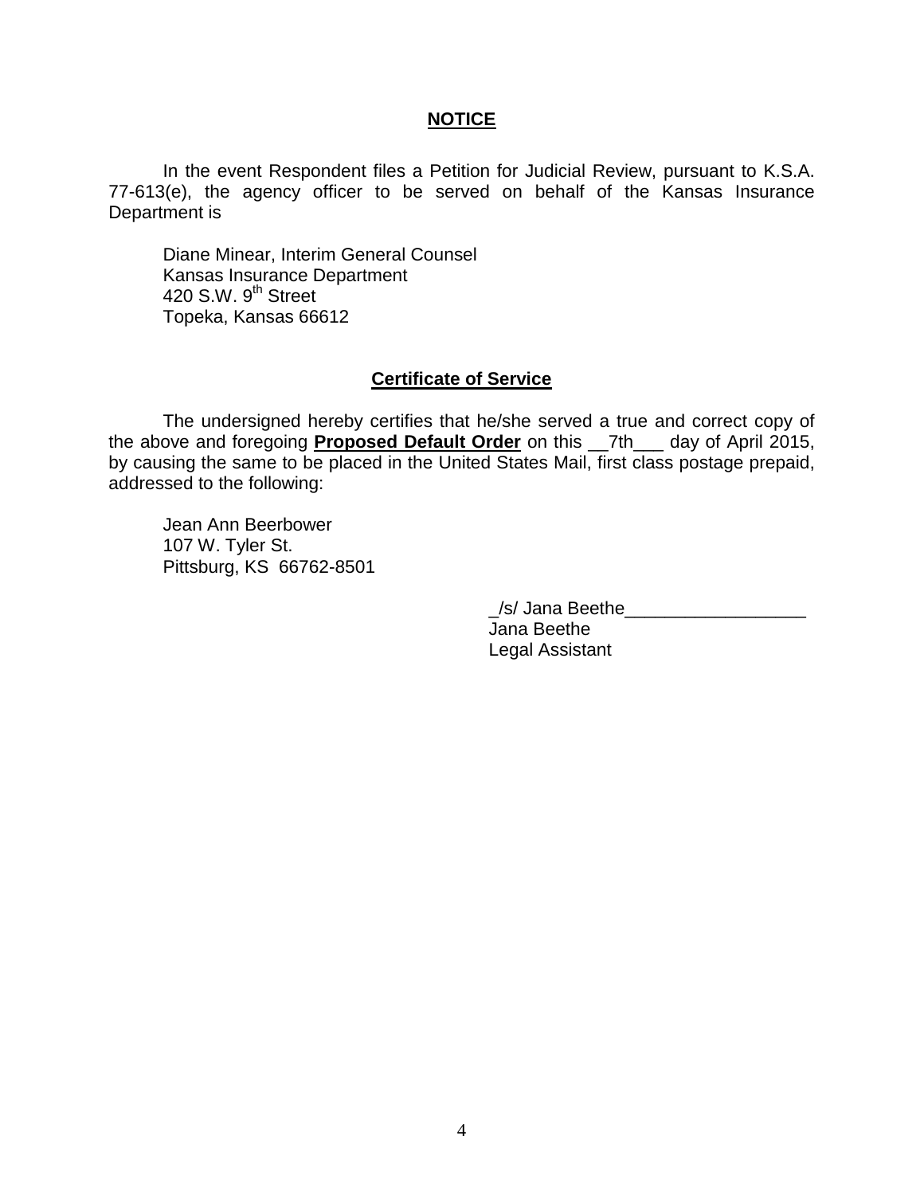**NOTICE**

In the event Respondent files a Petition for Judicial Review, pursuant to K.S.A. 77-613(e), the agency officer to be served on behalf of the Kansas Insurance Department is

Diane Minear, Interim General Counsel
Kansas Insurance Department
420 S.W. 9th Street
Topeka, Kansas 66612

**Certificate of Service**

The undersigned hereby certifies that he/she served a true and correct copy of the above and foregoing **Proposed Default Order** on this __7th___ day of April 2015, by causing the same to be placed in the United States Mail, first class postage prepaid, addressed to the following:

Jean Ann Beerbower
107 W. Tyler St.
Pittsburg, KS 66762-8501

_/s/ Jana Beethe__________________
Jana Beethe
Legal Assistant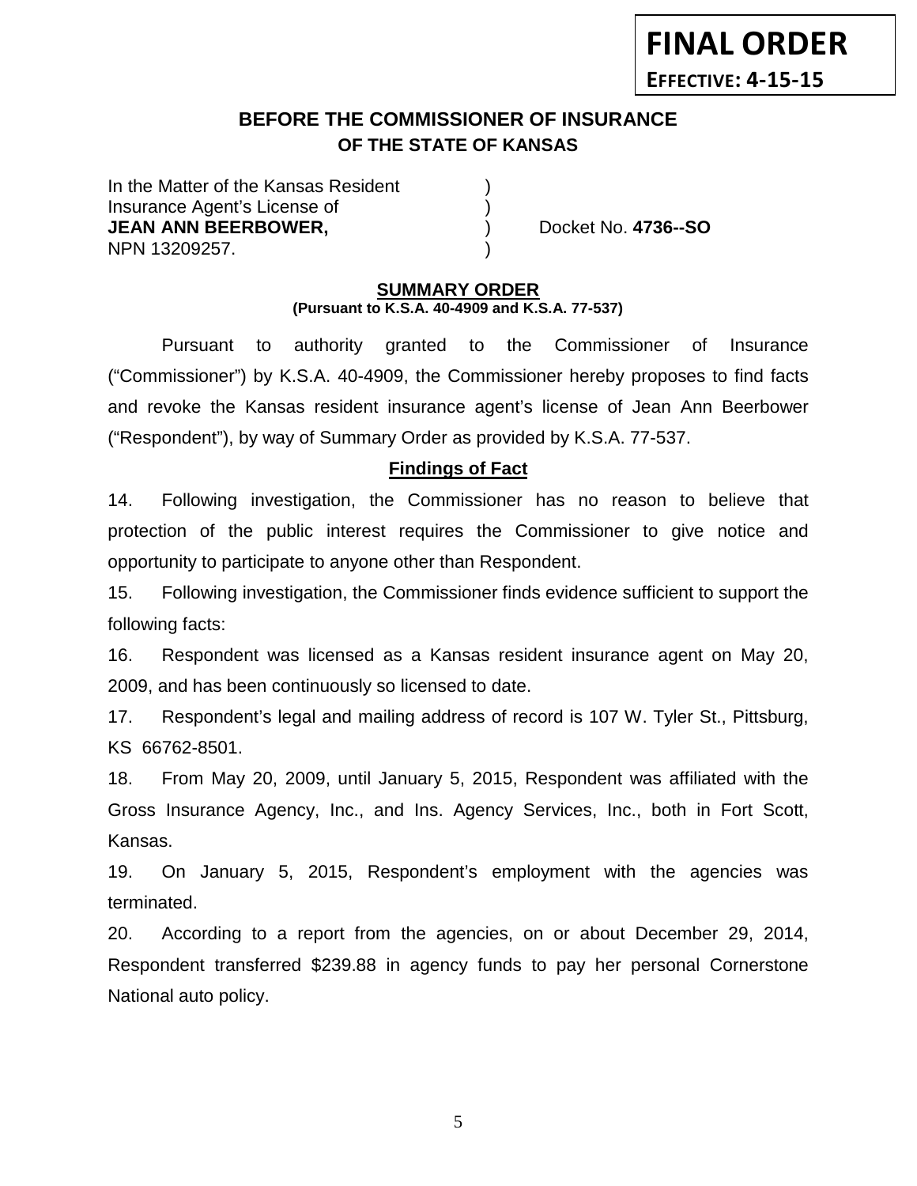**FINAL ORDER**
**EFFECTIVE: 4-15-15**

## BEFORE THE COMMISSIONER OF INSURANCE
## OF THE STATE OF KANSAS

In the Matter of the Kansas Resident )
Insurance Agent's License of )
**JEAN ANN BEERBOWER,** ) Docket No. **4736--SO**
NPN 13209257. )

**SUMMARY ORDER**
**(Pursuant to K.S.A. 40-4909 and K.S.A. 77-537)**

Pursuant to authority granted to the Commissioner of Insurance ("Commissioner") by K.S.A. 40-4909, the Commissioner hereby proposes to find facts and revoke the Kansas resident insurance agent's license of Jean Ann Beerbower ("Respondent"), by way of Summary Order as provided by K.S.A. 77-537.

**Findings of Fact**

14. Following investigation, the Commissioner has no reason to believe that protection of the public interest requires the Commissioner to give notice and opportunity to participate to anyone other than Respondent.

15. Following investigation, the Commissioner finds evidence sufficient to support the following facts:

16. Respondent was licensed as a Kansas resident insurance agent on May 20, 2009, and has been continuously so licensed to date.

17. Respondent's legal and mailing address of record is 107 W. Tyler St., Pittsburg, KS 66762-8501.

18. From May 20, 2009, until January 5, 2015, Respondent was affiliated with the Gross Insurance Agency, Inc., and Ins. Agency Services, Inc., both in Fort Scott, Kansas.

19. On January 5, 2015, Respondent's employment with the agencies was terminated.

20. According to a report from the agencies, on or about December 29, 2014, Respondent transferred $239.88 in agency funds to pay her personal Cornerstone National auto policy.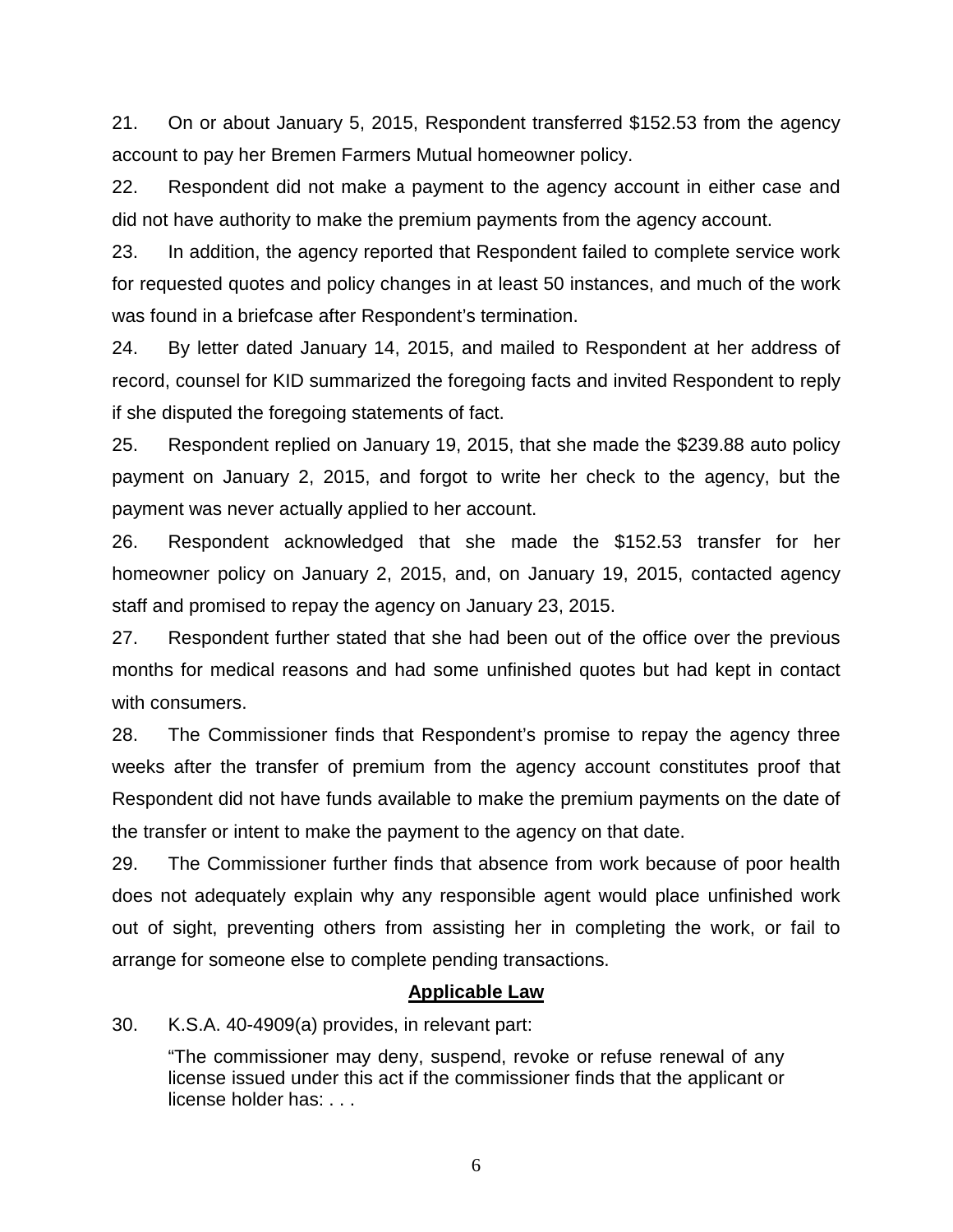21. On or about January 5, 2015, Respondent transferred $152.53 from the agency account to pay her Bremen Farmers Mutual homeowner policy.

22. Respondent did not make a payment to the agency account in either case and did not have authority to make the premium payments from the agency account.

23. In addition, the agency reported that Respondent failed to complete service work for requested quotes and policy changes in at least 50 instances, and much of the work was found in a briefcase after Respondent's termination.

24. By letter dated January 14, 2015, and mailed to Respondent at her address of record, counsel for KID summarized the foregoing facts and invited Respondent to reply if she disputed the foregoing statements of fact.

25. Respondent replied on January 19, 2015, that she made the $239.88 auto policy payment on January 2, 2015, and forgot to write her check to the agency, but the payment was never actually applied to her account.

26. Respondent acknowledged that she made the $152.53 transfer for her homeowner policy on January 2, 2015, and, on January 19, 2015, contacted agency staff and promised to repay the agency on January 23, 2015.

27. Respondent further stated that she had been out of the office over the previous months for medical reasons and had some unfinished quotes but had kept in contact with consumers.

28. The Commissioner finds that Respondent's promise to repay the agency three weeks after the transfer of premium from the agency account constitutes proof that Respondent did not have funds available to make the premium payments on the date of the transfer or intent to make the payment to the agency on that date.

29. The Commissioner further finds that absence from work because of poor health does not adequately explain why any responsible agent would place unfinished work out of sight, preventing others from assisting her in completing the work, or fail to arrange for someone else to complete pending transactions.

## Applicable Law

30. K.S.A. 40-4909(a) provides, in relevant part:

> "The commissioner may deny, suspend, revoke or refuse renewal of any license issued under this act if the commissioner finds that the applicant or license holder has: . . .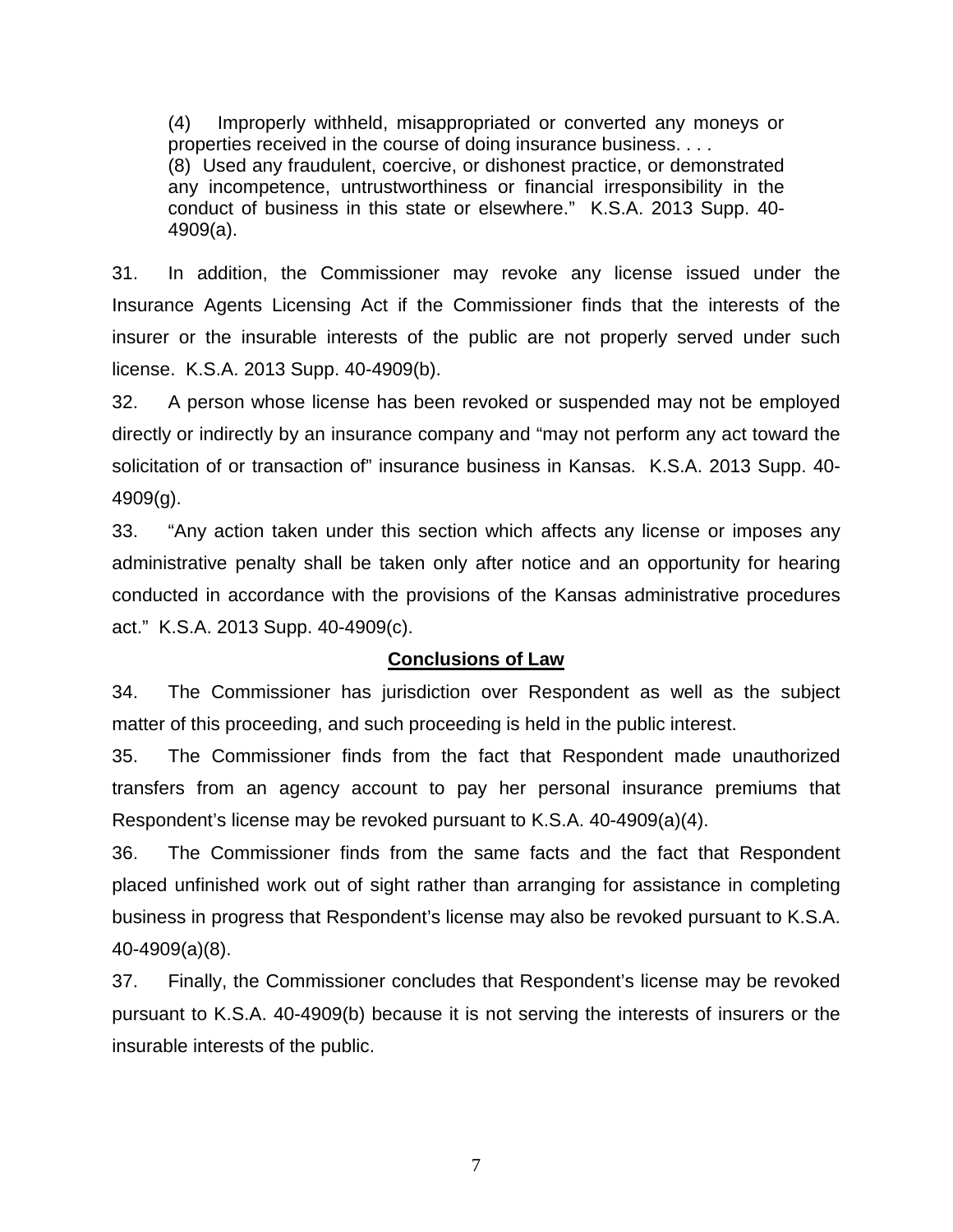(4) Improperly withheld, misappropriated or converted any moneys or properties received in the course of doing insurance business. . . .
(8) Used any fraudulent, coercive, or dishonest practice, or demonstrated any incompetence, untrustworthiness or financial irresponsibility in the conduct of business in this state or elsewhere." K.S.A. 2013 Supp. 40-4909(a).

31. In addition, the Commissioner may revoke any license issued under the Insurance Agents Licensing Act if the Commissioner finds that the interests of the insurer or the insurable interests of the public are not properly served under such license. K.S.A. 2013 Supp. 40-4909(b).

32. A person whose license has been revoked or suspended may not be employed directly or indirectly by an insurance company and "may not perform any act toward the solicitation of or transaction of" insurance business in Kansas. K.S.A. 2013 Supp. 40-4909(g).

33. "Any action taken under this section which affects any license or imposes any administrative penalty shall be taken only after notice and an opportunity for hearing conducted in accordance with the provisions of the Kansas administrative procedures act." K.S.A. 2013 Supp. 40-4909(c).

## Conclusions of Law

34. The Commissioner has jurisdiction over Respondent as well as the subject matter of this proceeding, and such proceeding is held in the public interest.

35. The Commissioner finds from the fact that Respondent made unauthorized transfers from an agency account to pay her personal insurance premiums that Respondent's license may be revoked pursuant to K.S.A. 40-4909(a)(4).

36. The Commissioner finds from the same facts and the fact that Respondent placed unfinished work out of sight rather than arranging for assistance in completing business in progress that Respondent's license may also be revoked pursuant to K.S.A. 40-4909(a)(8).

37. Finally, the Commissioner concludes that Respondent's license may be revoked pursuant to K.S.A. 40-4909(b) because it is not serving the interests of insurers or the insurable interests of the public.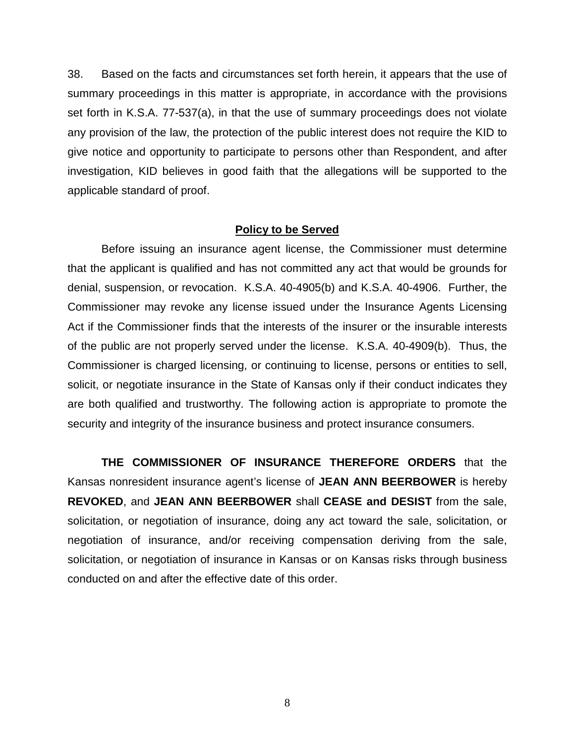38. Based on the facts and circumstances set forth herein, it appears that the use of summary proceedings in this matter is appropriate, in accordance with the provisions set forth in K.S.A. 77-537(a), in that the use of summary proceedings does not violate any provision of the law, the protection of the public interest does not require the KID to give notice and opportunity to participate to persons other than Respondent, and after investigation, KID believes in good faith that the allegations will be supported to the applicable standard of proof.

## Policy to be Served

Before issuing an insurance agent license, the Commissioner must determine that the applicant is qualified and has not committed any act that would be grounds for denial, suspension, or revocation. K.S.A. 40-4905(b) and K.S.A. 40-4906. Further, the Commissioner may revoke any license issued under the Insurance Agents Licensing Act if the Commissioner finds that the interests of the insurer or the insurable interests of the public are not properly served under the license. K.S.A. 40-4909(b). Thus, the Commissioner is charged licensing, or continuing to license, persons or entities to sell, solicit, or negotiate insurance in the State of Kansas only if their conduct indicates they are both qualified and trustworthy. The following action is appropriate to promote the security and integrity of the insurance business and protect insurance consumers.

**THE COMMISSIONER OF INSURANCE THEREFORE ORDERS** that the Kansas nonresident insurance agent's license of **JEAN ANN BEERBOWER** is hereby **REVOKED**, and **JEAN ANN BEERBOWER** shall **CEASE and DESIST** from the sale, solicitation, or negotiation of insurance, doing any act toward the sale, solicitation, or negotiation of insurance, and/or receiving compensation deriving from the sale, solicitation, or negotiation of insurance in Kansas or on Kansas risks through business conducted on and after the effective date of this order.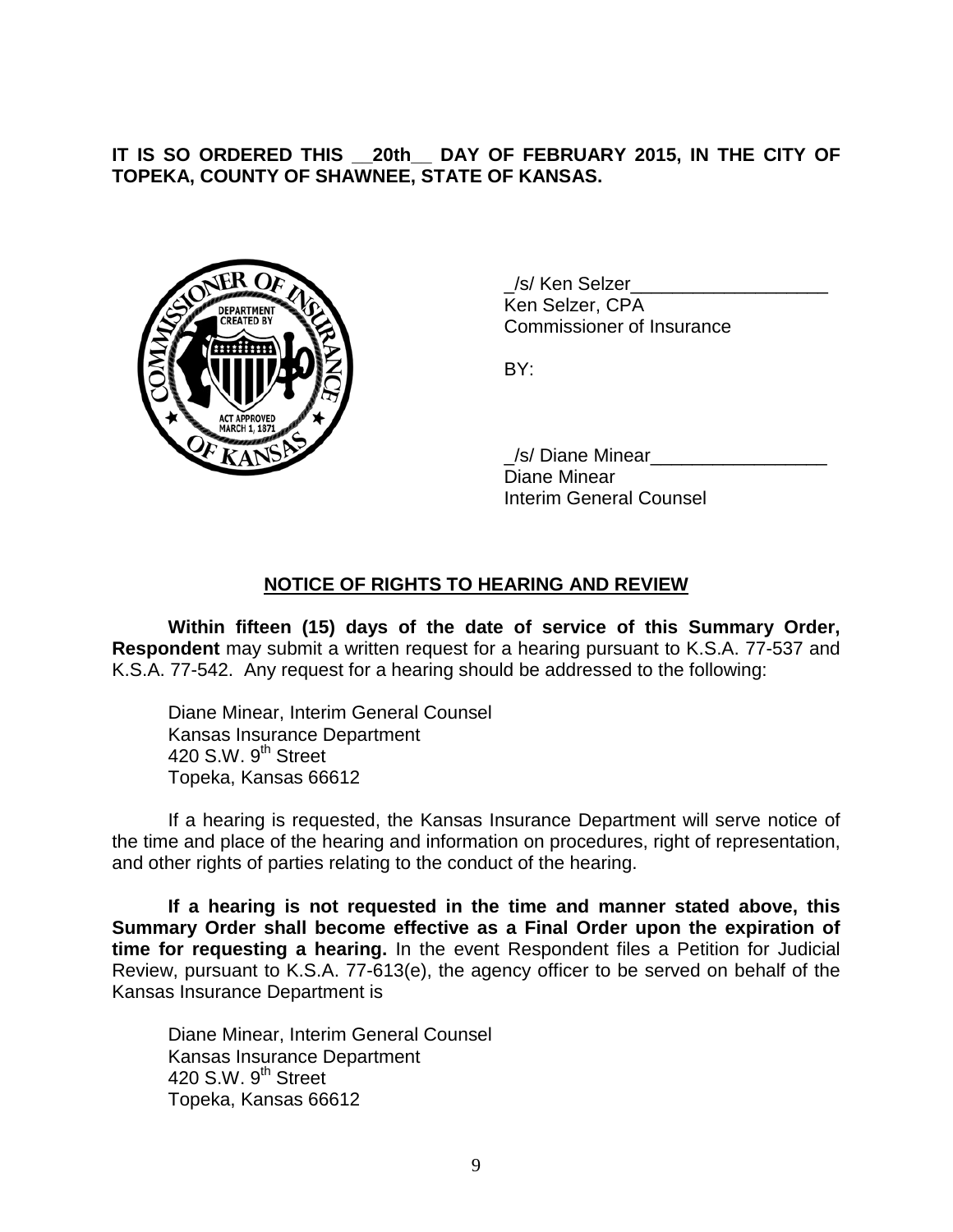**IT IS SO ORDERED THIS __20th__ DAY OF FEBRUARY 2015, IN THE CITY OF TOPEKA, COUNTY OF SHAWNEE, STATE OF KANSAS.**

_/s/ Ken Selzer___________________
Ken Selzer, CPA
Commissioner of Insurance

BY:

_/s/ Diane Minear_________________
Diane Minear
Interim General Counsel

## NOTICE OF RIGHTS TO HEARING AND REVIEW

**Within fifteen (15) days of the date of service of this Summary Order, Respondent** may submit a written request for a hearing pursuant to K.S.A. 77-537 and K.S.A. 77-542. Any request for a hearing should be addressed to the following:

Diane Minear, Interim General Counsel
Kansas Insurance Department
420 S.W. 9th Street
Topeka, Kansas 66612

If a hearing is requested, the Kansas Insurance Department will serve notice of the time and place of the hearing and information on procedures, right of representation, and other rights of parties relating to the conduct of the hearing.

**If a hearing is not requested in the time and manner stated above, this Summary Order shall become effective as a Final Order upon the expiration of time for requesting a hearing.** In the event Respondent files a Petition for Judicial Review, pursuant to K.S.A. 77-613(e), the agency officer to be served on behalf of the Kansas Insurance Department is

Diane Minear, Interim General Counsel
Kansas Insurance Department
420 S.W. 9th Street
Topeka, Kansas 66612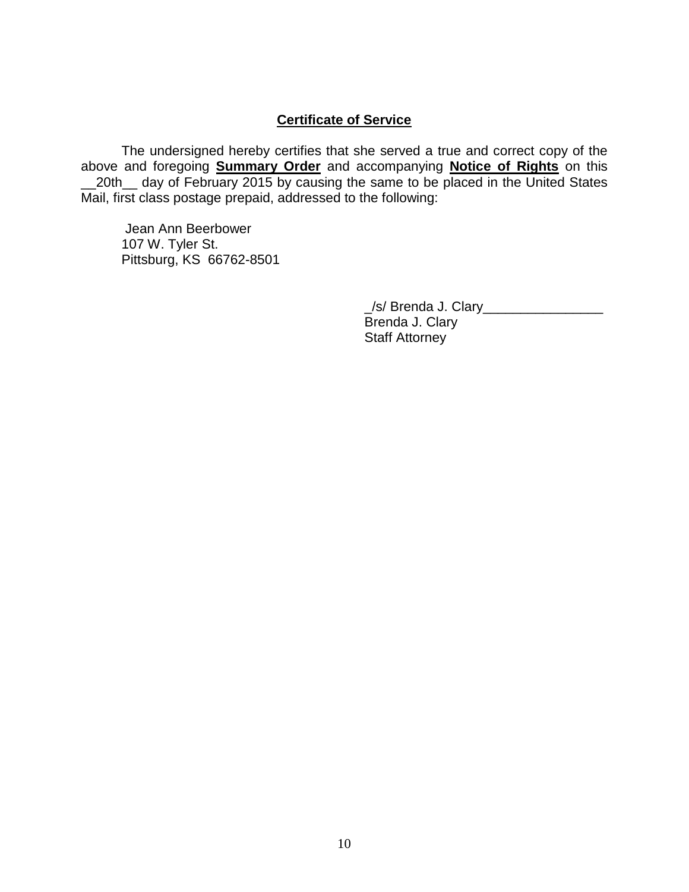## **Certificate of Service**

The undersigned hereby certifies that she served a true and correct copy of the above and foregoing **Summary Order** and accompanying **Notice of Rights** on this __20th__ day of February 2015 by causing the same to be placed in the United States Mail, first class postage prepaid, addressed to the following:

Jean Ann Beerbower
107 W. Tyler St.
Pittsburg, KS 66762-8501

_/s/ Brenda J. Clary________________
Brenda J. Clary
Staff Attorney